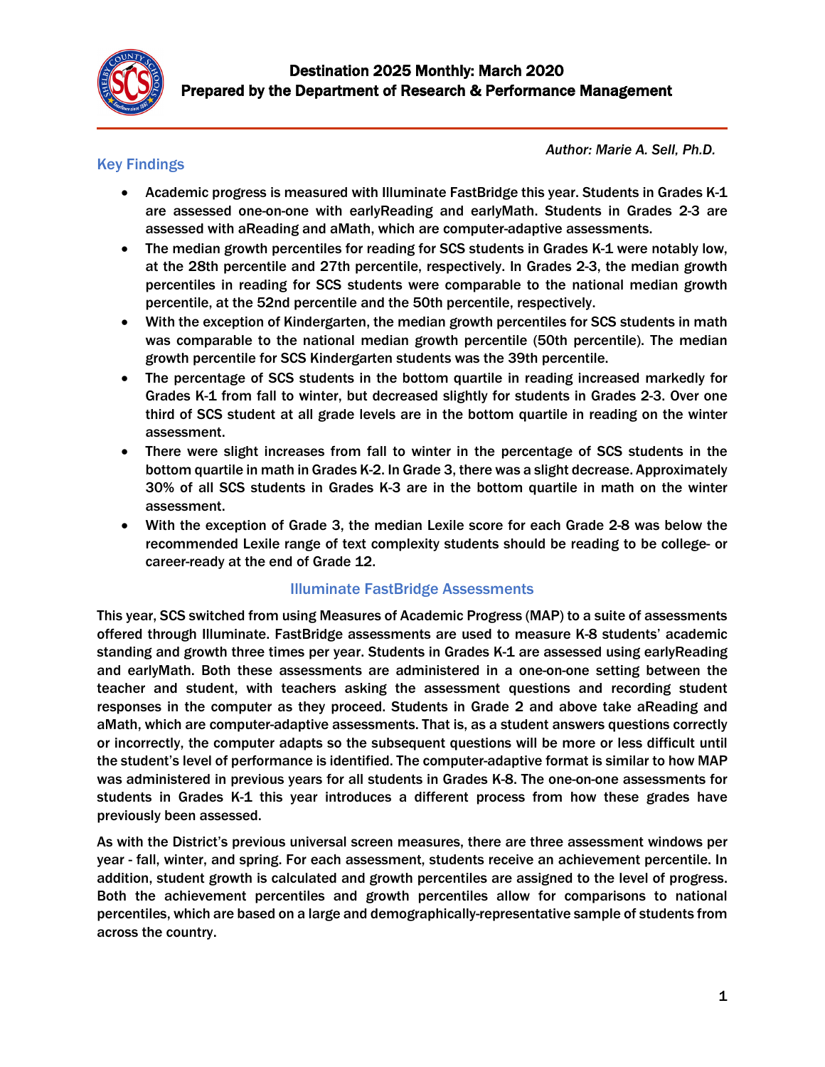# Destination 2025 Monthly: March 2020

## Prepared by the Department of Research & Performance Management

*Author: Marie A. Sell, Ph.D.*

## Key Findings

- Academic progress is measured with Illuminate FastBridge this year. Students in Grades K-1 are assessed one-on-one with earlyReading and earlyMath. Students in Grades 2-3 are assessed with aReading and aMath, which are computer-adaptive assessments.
- The median growth percentiles for reading for SCS students in Grades K-1 were notably low, at the 28th percentile and 27th percentile, respectively. In Grades 2-3, the median growth percentiles in reading for SCS students were comparable to the national median growth percentile, at the 52nd percentile and the 50th percentile, respectively.
- With the exception of Kindergarten, the median growth percentiles for SCS students in math was comparable to the national median growth percentile (50th percentile). The median growth percentile for SCS Kindergarten students was the 39th percentile.
- The percentage of SCS students in the bottom quartile in reading increased markedly for Grades K-1 from fall to winter, but decreased slightly for students in Grades 2-3. Over one third of SCS student at all grade levels are in the bottom quartile in reading on the winter assessment.
- There were slight increases from fall to winter in the percentage of SCS students in the bottom quartile in math in Grades K-2. In Grade 3, there was a slight decrease. Approximately 30% of all SCS students in Grades K-3 are in the bottom quartile in math on the winter assessment.
- With the exception of Grade 3, the median Lexile score for each Grade 2-8 was below the recommended Lexile range of text complexity students should be reading to be college- or career-ready at the end of Grade 12.

## Illuminate FastBridge Assessments

This year, SCS switched from using Measures of Academic Progress (MAP) to a suite of assessments offered through Illuminate. FastBridge assessments are used to measure K-8 students' academic standing and growth three times per year. Students in Grades K-1 are assessed using earlyReading and earlyMath. Both these assessments are administered in a one-on-one setting between the teacher and student, with teachers asking the assessment questions and recording student responses in the computer as they proceed. Students in Grade 2 and above take aReading and aMath, which are computer-adaptive assessments. That is, as a student answers questions correctly or incorrectly, the computer adapts so the subsequent questions will be more or less difficult until the student's level of performance is identified. The computer-adaptive format is similar to how MAP was administered in previous years for all students in Grades K-8. The one-on-one assessments for students in Grades K-1 this year introduces a different process from how these grades have previously been assessed.

As with the District's previous universal screen measures, there are three assessment windows per year - fall, winter, and spring. For each assessment, students receive an achievement percentile. In addition, student growth is calculated and growth percentiles are assigned to the level of progress. Both the achievement percentiles and growth percentiles allow for comparisons to national percentiles, which are based on a large and demographically-representative sample of students from across the country.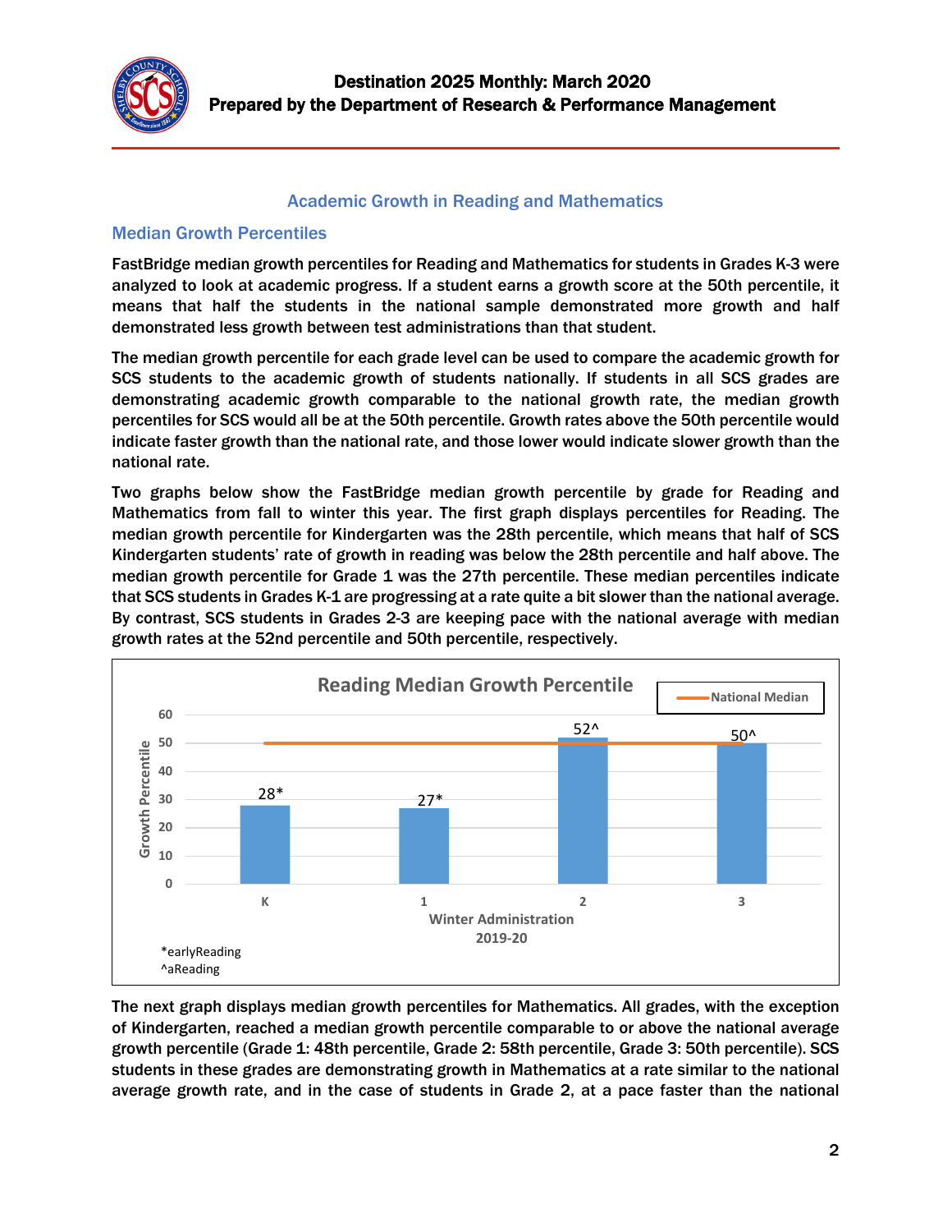## Academic Growth in Reading and Mathematics

### Median Growth Percentiles

FastBridge median growth percentiles for Reading and Mathematics for students in Grades K-3 were analyzed to look at academic progress. If a student earns a growth score at the 50th percentile, it means that half the students in the national sample demonstrated more growth and half demonstrated less growth between test administrations than that student.

The median growth percentile for each grade level can be used to compare the academic growth for SCS students to the academic growth of students nationally. If students in all SCS grades are demonstrating academic growth comparable to the national growth rate, the median growth percentiles for SCS would all be at the 50th percentile. Growth rates above the 50th percentile would indicate faster growth than the national rate, and those lower would indicate slower growth than the national rate.

Two graphs below show the FastBridge median growth percentile by grade for Reading and Mathematics from fall to winter this year. The first graph displays percentiles for Reading. The median growth percentile for Kindergarten was the 28th percentile, which means that half of SCS Kindergarten students' rate of growth in reading was below the 28th percentile and half above. The median growth percentile for Grade 1 was the 27th percentile. These median percentiles indicate that SCS students in Grades K-1 are progressing at a rate quite a bit slower than the national average. By contrast, SCS students in Grades 2-3 are keeping pace with the national average with median growth rates at the 52nd percentile and 50th percentile, respectively.

**Reading Median Growth Percentile**

| Grade (Winter Administration 2019-20) | Growth Percentile | National Median |
|---|---|---|
| K | 28* | 50 |
| 1 | 27* | 50 |
| 2 | 52^ | 50 |
| 3 | 50^ | 50 |

*earlyReading
^aReading

The next graph displays median growth percentiles for Mathematics. All grades, with the exception of Kindergarten, reached a median growth percentile comparable to or above the national average growth percentile (Grade 1: 48th percentile, Grade 2: 58th percentile, Grade 3: 50th percentile). SCS students in these grades are demonstrating growth in Mathematics at a rate similar to the national average growth rate, and in the case of students in Grade 2, at a pace faster than the national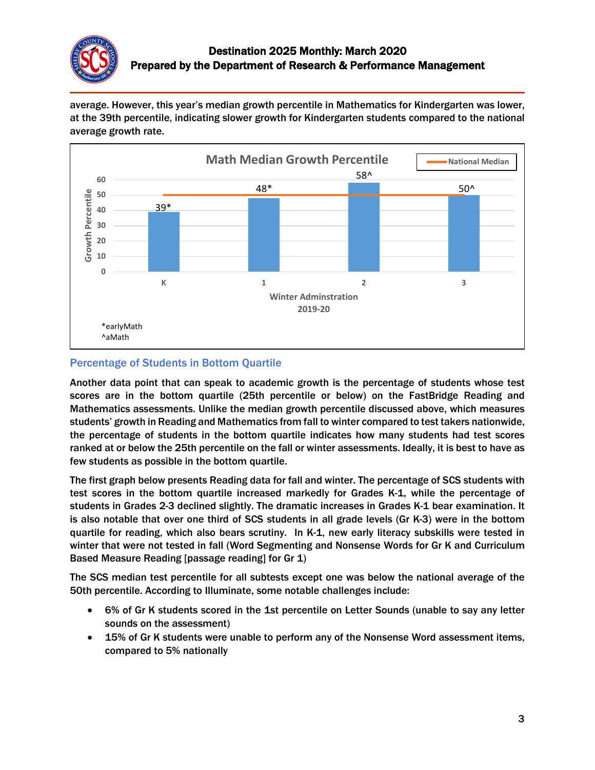average. However, this year's median growth percentile in Mathematics for Kindergarten was lower, at the 39th percentile, indicating slower growth for Kindergarten students compared to the national average growth rate.

**Math Median Growth Percentile**

| Grade (Winter Administration 2019-20) | Growth Percentile | National Median |
|---|---|---|
| K | 39* | 50 |
| 1 | 48* | 50 |
| 2 | 58^ | 50 |
| 3 | 50^ | 50 |

*earlyMath
^aMath

### Percentage of Students in Bottom Quartile

Another data point that can speak to academic growth is the percentage of students whose test scores are in the bottom quartile (25th percentile or below) on the FastBridge Reading and Mathematics assessments. Unlike the median growth percentile discussed above, which measures students' growth in Reading and Mathematics from fall to winter compared to test takers nationwide, the percentage of students in the bottom quartile indicates how many students had test scores ranked at or below the 25th percentile on the fall or winter assessments. Ideally, it is best to have as few students as possible in the bottom quartile.

The first graph below presents Reading data for fall and winter. The percentage of SCS students with test scores in the bottom quartile increased markedly for Grades K-1, while the percentage of students in Grades 2-3 declined slightly. The dramatic increases in Grades K-1 bear examination. It is also notable that over one third of SCS students in all grade levels (Gr K-3) were in the bottom quartile for reading, which also bears scrutiny. In K-1, new early literacy subskills were tested in winter that were not tested in fall (Word Segmenting and Nonsense Words for Gr K and Curriculum Based Measure Reading [passage reading] for Gr 1)

The SCS median test percentile for all subtests except one was below the national average of the 50th percentile. According to Illuminate, some notable challenges include:

- 6% of Gr K students scored in the 1st percentile on Letter Sounds (unable to say any letter sounds on the assessment)
- 15% of Gr K students were unable to perform any of the Nonsense Word assessment items, compared to 5% nationally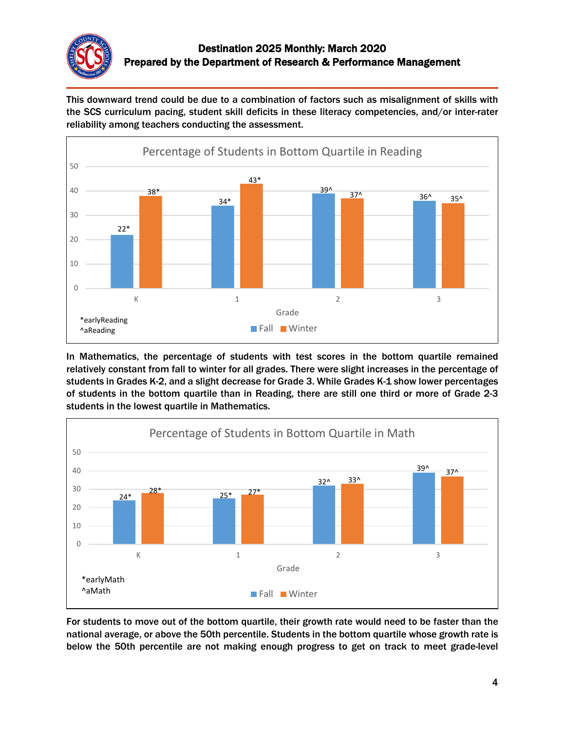This downward trend could be due to a combination of factors such as misalignment of skills with the SCS curriculum pacing, student skill deficits in these literacy competencies, and/or inter-rater reliability among teachers conducting the assessment.

**Percentage of Students in Bottom Quartile in Reading**

| Grade | Fall | Winter |
|---|---|---|
| K | 22* | 38* |
| 1 | 34* | 43* |
| 2 | 39^ | 37^ |
| 3 | 36^ | 35^ |

*earlyReading
^aReading

In Mathematics, the percentage of students with test scores in the bottom quartile remained relatively constant from fall to winter for all grades. There were slight increases in the percentage of students in Grades K-2, and a slight decrease for Grade 3. While Grades K-1 show lower percentages of students in the bottom quartile than in Reading, there are still one third or more of Grade 2-3 students in the lowest quartile in Mathematics.

**Percentage of Students in Bottom Quartile in Math**

| Grade | Fall | Winter |
|---|---|---|
| K | 24* | 28* |
| 1 | 25* | 27* |
| 2 | 32^ | 33^ |
| 3 | 39^ | 37^ |

*earlyMath
^aMath

For students to move out of the bottom quartile, their growth rate would need to be faster than the national average, or above the 50th percentile. Students in the bottom quartile whose growth rate is below the 50th percentile are not making enough progress to get on track to meet grade-level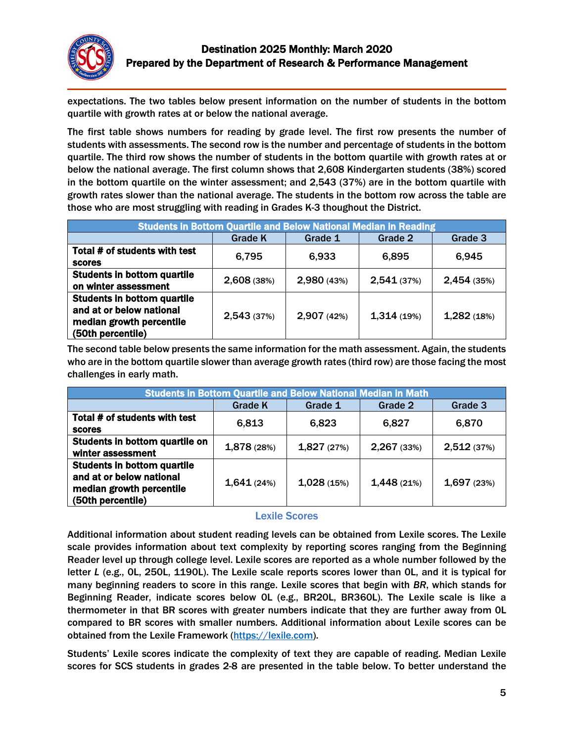expectations. The two tables below present information on the number of students in the bottom quartile with growth rates at or below the national average.

The first table shows numbers for reading by grade level. The first row presents the number of students with assessments. The second row is the number and percentage of students in the bottom quartile. The third row shows the number of students in the bottom quartile with growth rates at or below the national average. The first column shows that 2,608 Kindergarten students (38%) scored in the bottom quartile on the winter assessment; and 2,543 (37%) are in the bottom quartile with growth rates slower than the national average. The students in the bottom row across the table are those who are most struggling with reading in Grades K-3 thoughout the District.

| Students in Bottom Quartile and Below National Median in Reading | | | | |
|---|---|---|---|---|
| | Grade K | Grade 1 | Grade 2 | Grade 3 |
| **Total # of students with test scores** | 6,795 | 6,933 | 6,895 | 6,945 |
| **Students in bottom quartile on winter assessment** | 2,608 (38%) | 2,980 (43%) | 2,541 (37%) | 2,454 (35%) |
| **Students in bottom quartile and at or below national median growth percentile (50th percentile)** | 2,543 (37%) | 2,907 (42%) | 1,314 (19%) | 1,282 (18%) |

The second table below presents the same information for the math assessment. Again, the students who are in the bottom quartile slower than average growth rates (third row) are those facing the most challenges in early math.

| Students in Bottom Quartile and Below National Median in Math | | | | |
|---|---|---|---|---|
| | Grade K | Grade 1 | Grade 2 | Grade 3 |
| **Total # of students with test scores** | 6,813 | 6,823 | 6,827 | 6,870 |
| **Students in bottom quartile on winter assessment** | 1,878 (28%) | 1,827 (27%) | 2,267 (33%) | 2,512 (37%) |
| **Students in bottom quartile and at or below national median growth percentile (50th percentile)** | 1,641 (24%) | 1,028 (15%) | 1,448 (21%) | 1,697 (23%) |

## Lexile Scores

Additional information about student reading levels can be obtained from Lexile scores. The Lexile scale provides information about text complexity by reporting scores ranging from the Beginning Reader level up through college level. Lexile scores are reported as a whole number followed by the letter *L* (e.g., 0L, 250L, 1190L). The Lexile scale reports scores lower than 0L, and it is typical for many beginning readers to score in this range. Lexile scores that begin with *BR*, which stands for Beginning Reader, indicate scores below 0L (e.g., BR20L, BR360L). The Lexile scale is like a thermometer in that BR scores with greater numbers indicate that they are further away from 0L compared to BR scores with smaller numbers. Additional information about Lexile scores can be obtained from the Lexile Framework ([https://lexile.com](https://lexile.com)).

Students' Lexile scores indicate the complexity of text they are capable of reading. Median Lexile scores for SCS students in grades 2-8 are presented in the table below. To better understand the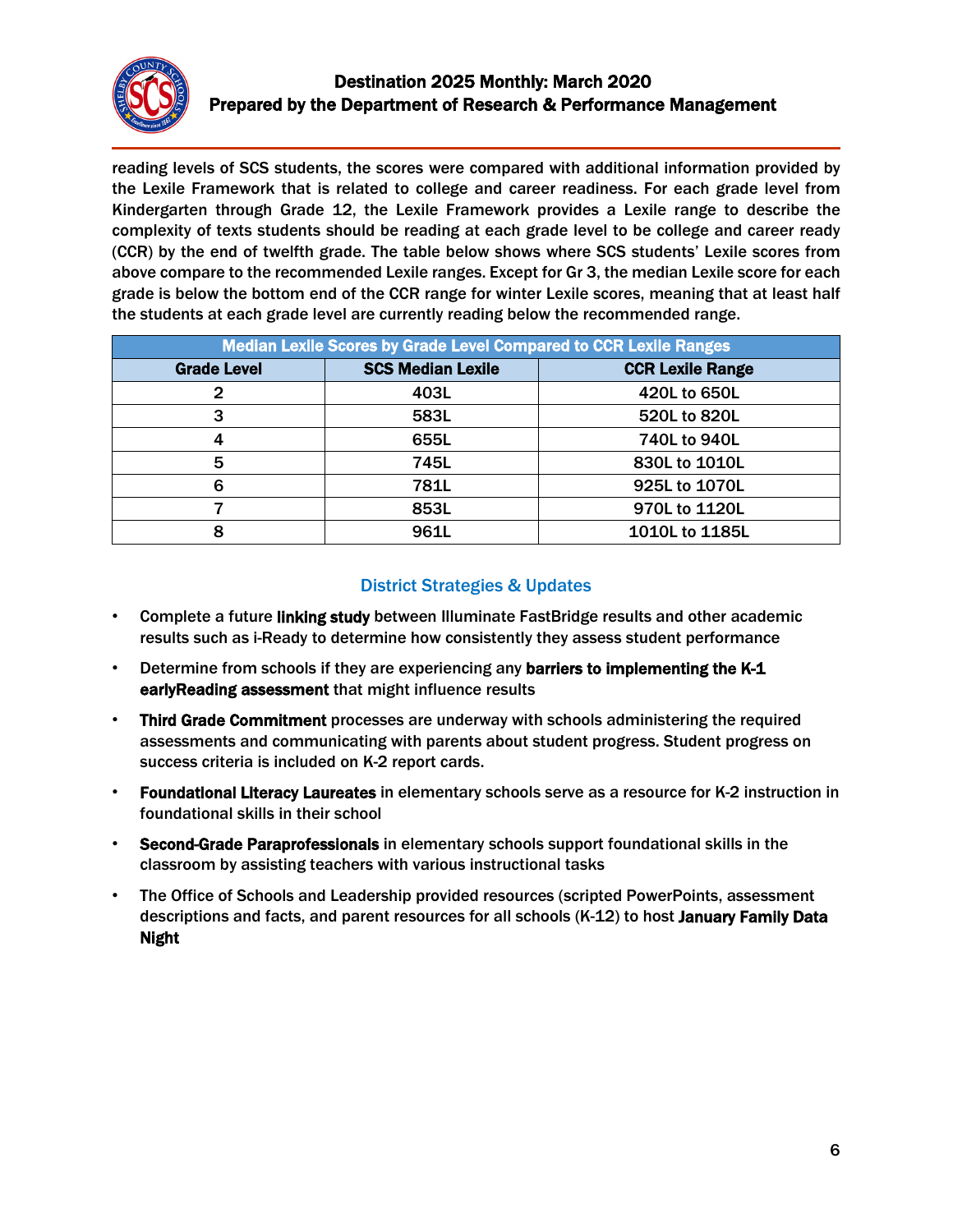reading levels of SCS students, the scores were compared with additional information provided by the Lexile Framework that is related to college and career readiness. For each grade level from Kindergarten through Grade 12, the Lexile Framework provides a Lexile range to describe the complexity of texts students should be reading at each grade level to be college and career ready (CCR) by the end of twelfth grade. The table below shows where SCS students' Lexile scores from above compare to the recommended Lexile ranges. Except for Gr 3, the median Lexile score for each grade is below the bottom end of the CCR range for winter Lexile scores, meaning that at least half the students at each grade level are currently reading below the recommended range.

**Median Lexile Scores by Grade Level Compared to CCR Lexile Ranges**

| Grade Level | SCS Median Lexile | CCR Lexile Range |
|---|---|---|
| 2 | 403L | 420L to 650L |
| 3 | 583L | 520L to 820L |
| 4 | 655L | 740L to 940L |
| 5 | 745L | 830L to 1010L |
| 6 | 781L | 925L to 1070L |
| 7 | 853L | 970L to 1120L |
| 8 | 961L | 1010L to 1185L |

## District Strategies & Updates

- Complete a future **linking study** between Illuminate FastBridge results and other academic results such as i-Ready to determine how consistently they assess student performance
- Determine from schools if they are experiencing any **barriers to implementing the K-1 earlyReading assessment** that might influence results
- **Third Grade Commitment** processes are underway with schools administering the required assessments and communicating with parents about student progress. Student progress on success criteria is included on K-2 report cards.
- **Foundational Literacy Laureates** in elementary schools serve as a resource for K-2 instruction in foundational skills in their school
- **Second-Grade Paraprofessionals** in elementary schools support foundational skills in the classroom by assisting teachers with various instructional tasks
- The Office of Schools and Leadership provided resources (scripted PowerPoints, assessment descriptions and facts, and parent resources for all schools (K-12) to host **January Family Data Night**